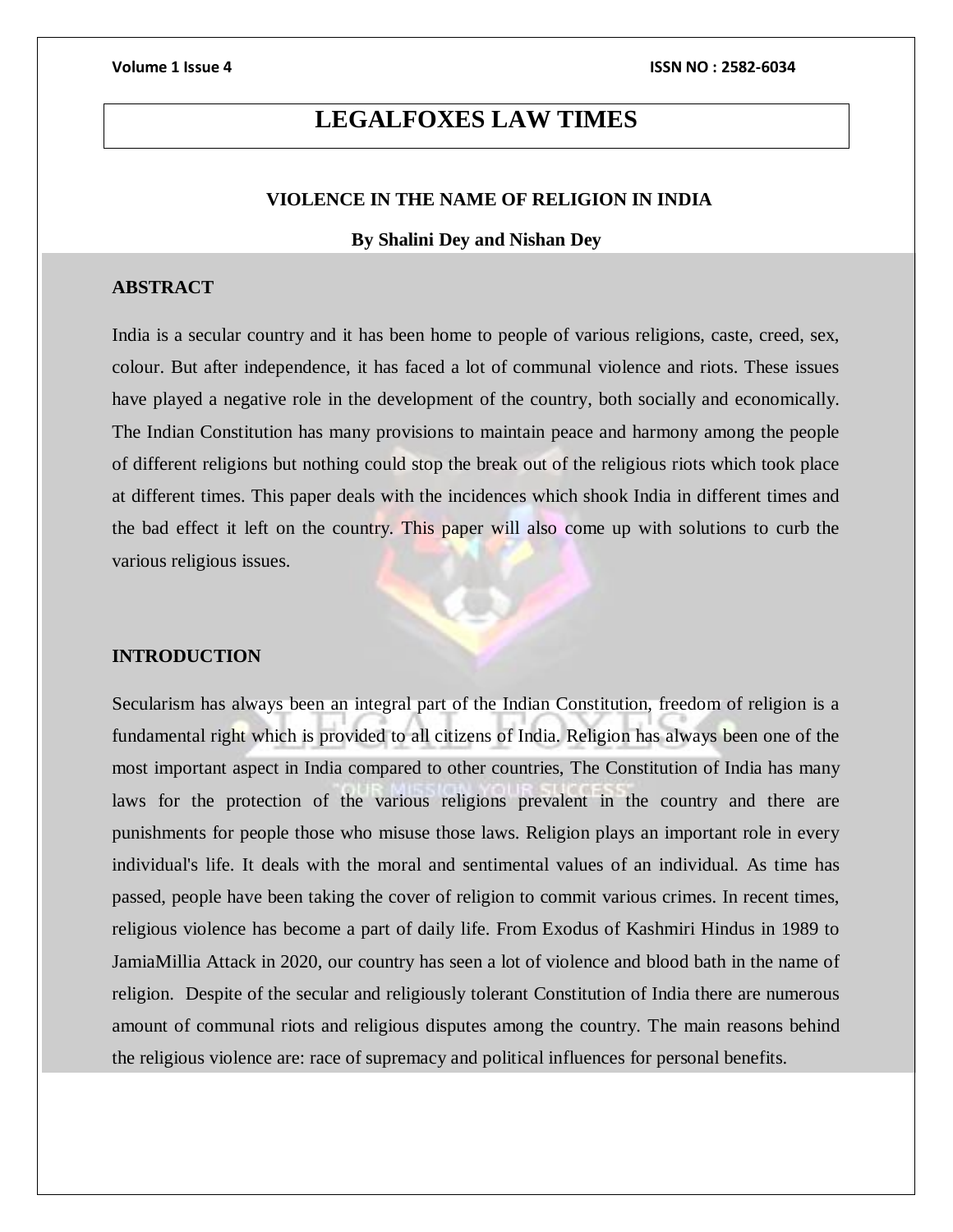# LEGALFOXES LAW TIMES

## VIOLENCE IN THE NAME OF RELIGION IN INDIA

**By Shalini Dey and Nishan Dey**

### ABSTRACT

India is a secular country and it has been home to people of various religions, caste, creed, sex, colour. But after independence, it has faced a lot of communal violence and riots. These issues have played a negative role in the development of the country, both socially and economically. The Indian Constitution has many provisions to maintain peace and harmony among the people of different religions but nothing could stop the break out of the religious riots which took place at different times. This paper deals with the incidences which shook India in different times and the bad effect it left on the country. This paper will also come up with solutions to curb the various religious issues.

### INTRODUCTION

Secularism has always been an integral part of the Indian Constitution, freedom of religion is a fundamental right which is provided to all citizens of India. Religion has always been one of the most important aspect in India compared to other countries, The Constitution of India has many laws for the protection of the various religions prevalent in the country and there are punishments for people those who misuse those laws. Religion plays an important role in every individual's life. It deals with the moral and sentimental values of an individual. As time has passed, people have been taking the cover of religion to commit various crimes. In recent times, religious violence has become a part of daily life. From Exodus of Kashmiri Hindus in 1989 to JamiaMillia Attack in 2020, our country has seen a lot of violence and blood bath in the name of religion. Despite of the secular and religiously tolerant Constitution of India there are numerous amount of communal riots and religious disputes among the country. The main reasons behind the religious violence are: race of supremacy and political influences for personal benefits.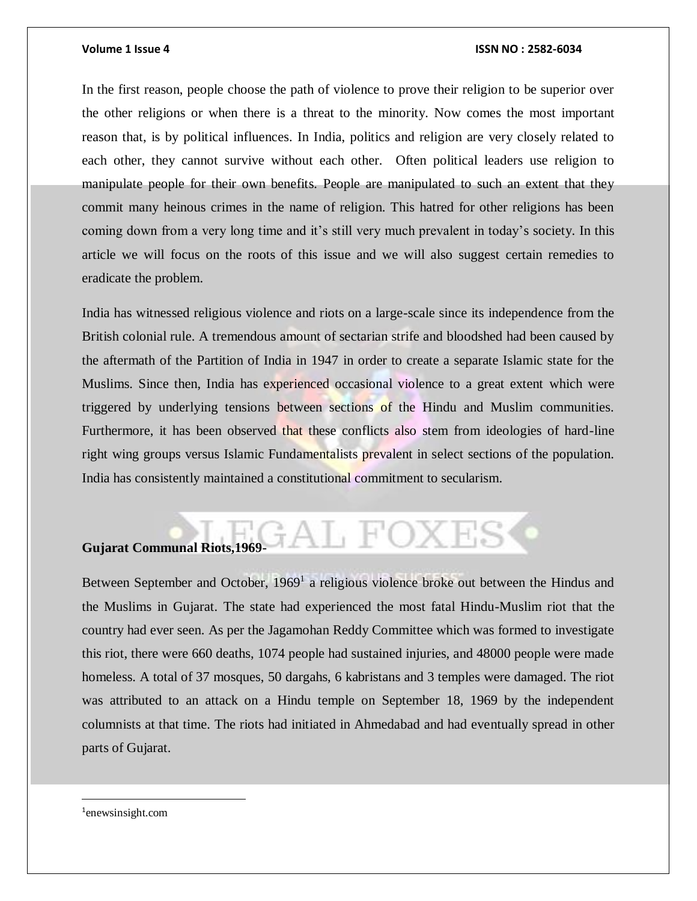In the first reason, people choose the path of violence to prove their religion to be superior over the other religions or when there is a threat to the minority. Now comes the most important reason that, is by political influences. In India, politics and religion are very closely related to each other, they cannot survive without each other. Often political leaders use religion to manipulate people for their own benefits. People are manipulated to such an extent that they commit many heinous crimes in the name of religion. This hatred for other religions has been coming down from a very long time and it's still very much prevalent in today's society. In this article we will focus on the roots of this issue and we will also suggest certain remedies to eradicate the problem.

India has witnessed religious violence and riots on a large-scale since its independence from the British colonial rule. A tremendous amount of sectarian strife and bloodshed had been caused by the aftermath of the Partition of India in 1947 in order to create a separate Islamic state for the Muslims. Since then, India has experienced occasional violence to a great extent which were triggered by underlying tensions between sections of the Hindu and Muslim communities. Furthermore, it has been observed that these conflicts also stem from ideologies of hard-line right wing groups versus Islamic Fundamentalists prevalent in select sections of the population. India has consistently maintained a constitutional commitment to secularism.

**Gujarat Communal Riots,1969-**

Between September and October, 1969[1] a religious violence broke out between the Hindus and the Muslims in Gujarat. The state had experienced the most fatal Hindu-Muslim riot that the country had ever seen. As per the Jagamohan Reddy Committee which was formed to investigate this riot, there were 660 deaths, 1074 people had sustained injuries, and 48000 people were made homeless. A total of 37 mosques, 50 dargahs, 6 kabristans and 3 temples were damaged. The riot was attributed to an attack on a Hindu temple on September 18, 1969 by the independent columnists at that time. The riots had initiated in Ahmedabad and had eventually spread in other parts of Gujarat.

[1] enewsinsight.com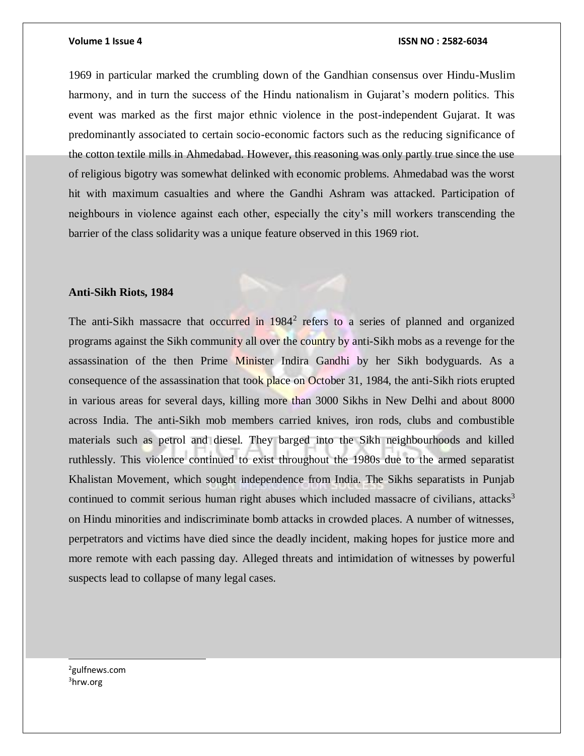1969 in particular marked the crumbling down of the Gandhian consensus over Hindu-Muslim harmony, and in turn the success of the Hindu nationalism in Gujarat's modern politics. This event was marked as the first major ethnic violence in the post-independent Gujarat. It was predominantly associated to certain socio-economic factors such as the reducing significance of the cotton textile mills in Ahmedabad. However, this reasoning was only partly true since the use of religious bigotry was somewhat delinked with economic problems. Ahmedabad was the worst hit with maximum casualties and where the Gandhi Ashram was attacked. Participation of neighbours in violence against each other, especially the city's mill workers transcending the barrier of the class solidarity was a unique feature observed in this 1969 riot.

### Anti-Sikh Riots, 1984

The anti-Sikh massacre that occurred in 1984[2] refers to a series of planned and organized programs against the Sikh community all over the country by anti-Sikh mobs as a revenge for the assassination of the then Prime Minister Indira Gandhi by her Sikh bodyguards. As a consequence of the assassination that took place on October 31, 1984, the anti-Sikh riots erupted in various areas for several days, killing more than 3000 Sikhs in New Delhi and about 8000 across India. The anti-Sikh mob members carried knives, iron rods, clubs and combustible materials such as petrol and diesel. They barged into the Sikh neighbourhoods and killed ruthlessly. This violence continued to exist throughout the 1980s due to the armed separatist Khalistan Movement, which sought independence from India. The Sikhs separatists in Punjab continued to commit serious human right abuses which included massacre of civilians, attacks[3] on Hindu minorities and indiscriminate bomb attacks in crowded places. A number of witnesses, perpetrators and victims have died since the deadly incident, making hopes for justice more and more remote with each passing day. Alleged threats and intimidation of witnesses by powerful suspects lead to collapse of many legal cases.

---

[2] gulfnews.com

[3] hrw.org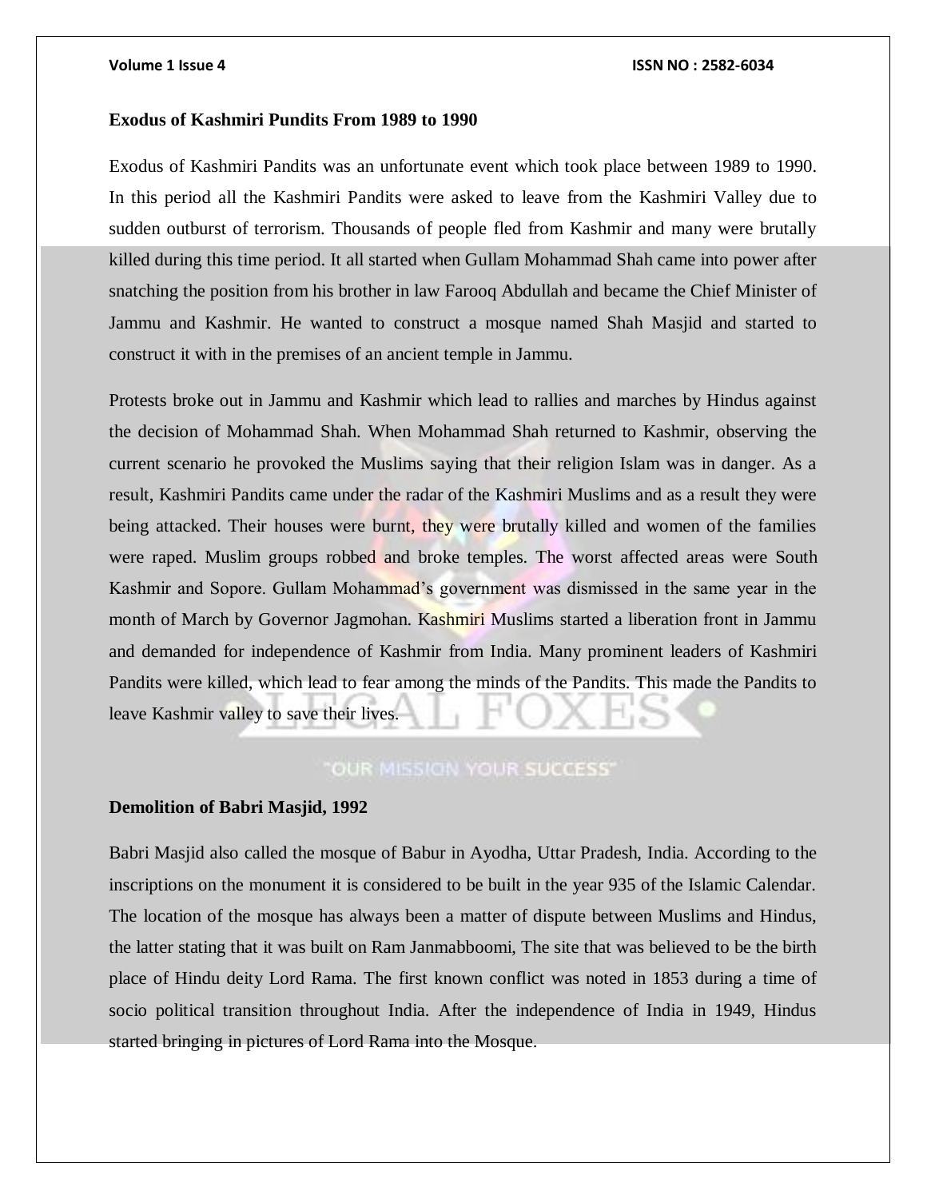**Exodus of Kashmiri Pundits From 1989 to 1990**

Exodus of Kashmiri Pandits was an unfortunate event which took place between 1989 to 1990. In this period all the Kashmiri Pandits were asked to leave from the Kashmiri Valley due to sudden outburst of terrorism. Thousands of people fled from Kashmir and many were brutally killed during this time period. It all started when Gullam Mohammad Shah came into power after snatching the position from his brother in law Farooq Abdullah and became the Chief Minister of Jammu and Kashmir. He wanted to construct a mosque named Shah Masjid and started to construct it with in the premises of an ancient temple in Jammu.

Protests broke out in Jammu and Kashmir which lead to rallies and marches by Hindus against the decision of Mohammad Shah. When Mohammad Shah returned to Kashmir, observing the current scenario he provoked the Muslims saying that their religion Islam was in danger. As a result, Kashmiri Pandits came under the radar of the Kashmiri Muslims and as a result they were being attacked. Their houses were burnt, they were brutally killed and women of the families were raped. Muslim groups robbed and broke temples. The worst affected areas were South Kashmir and Sopore. Gullam Mohammad's government was dismissed in the same year in the month of March by Governor Jagmohan. Kashmiri Muslims started a liberation front in Jammu and demanded for independence of Kashmir from India. Many prominent leaders of Kashmiri Pandits were killed, which lead to fear among the minds of the Pandits. This made the Pandits to leave Kashmir valley to save their lives.

**Demolition of Babri Masjid, 1992**

Babri Masjid also called the mosque of Babur in Ayodha, Uttar Pradesh, India. According to the inscriptions on the monument it is considered to be built in the year 935 of the Islamic Calendar. The location of the mosque has always been a matter of dispute between Muslims and Hindus, the latter stating that it was built on Ram Janmabboomi, The site that was believed to be the birth place of Hindu deity Lord Rama. The first known conflict was noted in 1853 during a time of socio political transition throughout India. After the independence of India in 1949, Hindus started bringing in pictures of Lord Rama into the Mosque.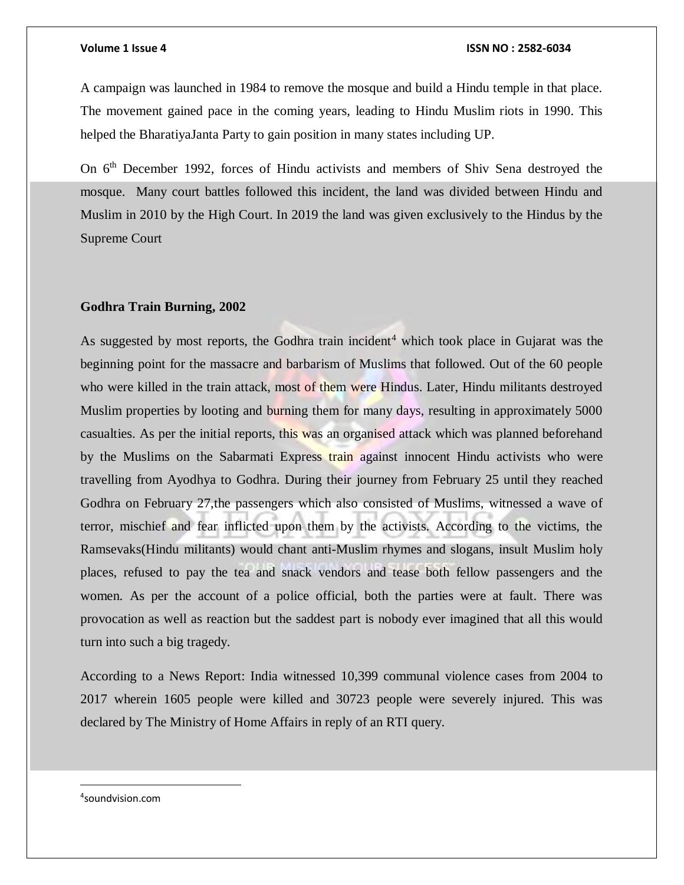A campaign was launched in 1984 to remove the mosque and build a Hindu temple in that place. The movement gained pace in the coming years, leading to Hindu Muslim riots in 1990. This helped the BharatiyaJanta Party to gain position in many states including UP.

On 6th December 1992, forces of Hindu activists and members of Shiv Sena destroyed the mosque. Many court battles followed this incident, the land was divided between Hindu and Muslim in 2010 by the High Court. In 2019 the land was given exclusively to the Hindus by the Supreme Court

**Godhra Train Burning, 2002**

As suggested by most reports, the Godhra train incident[4] which took place in Gujarat was the beginning point for the massacre and barbarism of Muslims that followed. Out of the 60 people who were killed in the train attack, most of them were Hindus. Later, Hindu militants destroyed Muslim properties by looting and burning them for many days, resulting in approximately 5000 casualties. As per the initial reports, this was an organised attack which was planned beforehand by the Muslims on the Sabarmati Express train against innocent Hindu activists who were travelling from Ayodhya to Godhra. During their journey from February 25 until they reached Godhra on February 27,the passengers which also consisted of Muslims, witnessed a wave of terror, mischief and fear inflicted upon them by the activists. According to the victims, the Ramsevaks(Hindu militants) would chant anti-Muslim rhymes and slogans, insult Muslim holy places, refused to pay the tea and snack vendors and tease both fellow passengers and the women. As per the account of a police official, both the parties were at fault. There was provocation as well as reaction but the saddest part is nobody ever imagined that all this would turn into such a big tragedy.

According to a News Report: India witnessed 10,399 communal violence cases from 2004 to 2017 wherein 1605 people were killed and 30723 people were severely injured. This was declared by The Ministry of Home Affairs in reply of an RTI query.

---

[4] soundvision.com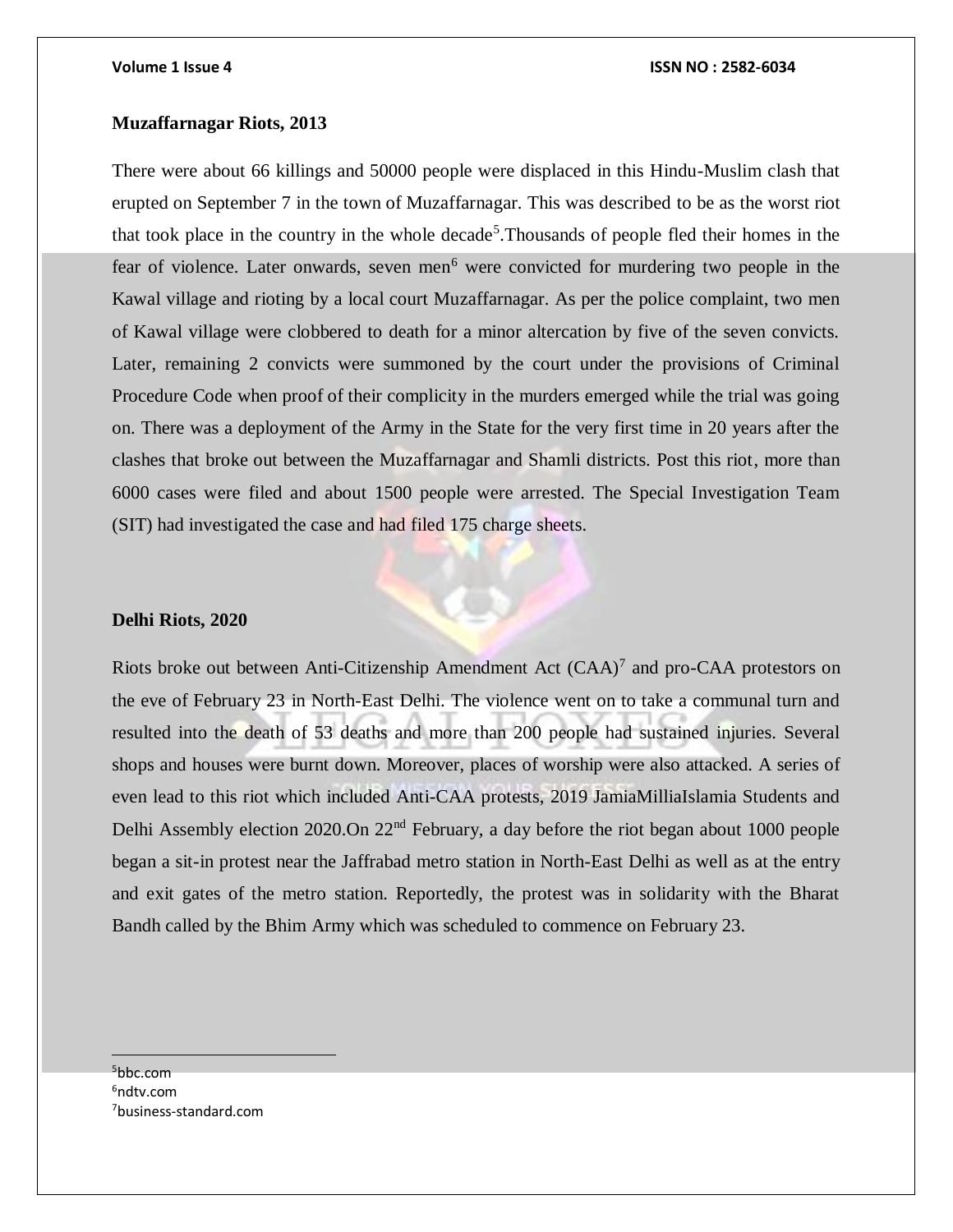## Muzaffarnagar Riots, 2013

There were about 66 killings and 50000 people were displaced in this Hindu-Muslim clash that erupted on September 7 in the town of Muzaffarnagar. This was described to be as the worst riot that took place in the country in the whole decade[5].Thousands of people fled their homes in the fear of violence. Later onwards, seven men[6] were convicted for murdering two people in the Kawal village and rioting by a local court Muzaffarnagar. As per the police complaint, two men of Kawal village were clobbered to death for a minor altercation by five of the seven convicts. Later, remaining 2 convicts were summoned by the court under the provisions of Criminal Procedure Code when proof of their complicity in the murders emerged while the trial was going on. There was a deployment of the Army in the State for the very first time in 20 years after the clashes that broke out between the Muzaffarnagar and Shamli districts. Post this riot, more than 6000 cases were filed and about 1500 people were arrested. The Special Investigation Team (SIT) had investigated the case and had filed 175 charge sheets.

## Delhi Riots, 2020

Riots broke out between Anti-Citizenship Amendment Act (CAA)[7] and pro-CAA protestors on the eve of February 23 in North-East Delhi. The violence went on to take a communal turn and resulted into the death of 53 deaths and more than 200 people had sustained injuries. Several shops and houses were burnt down. Moreover, places of worship were also attacked. A series of even lead to this riot which included Anti-CAA protests, 2019 JamiaMilliaIslamia Students and Delhi Assembly election 2020.On 22nd February, a day before the riot began about 1000 people began a sit-in protest near the Jaffrabad metro station in North-East Delhi as well as at the entry and exit gates of the metro station. Reportedly, the protest was in solidarity with the Bharat Bandh called by the Bhim Army which was scheduled to commence on February 23.

---

[5] bbc.com
[6] ndtv.com
[7] business-standard.com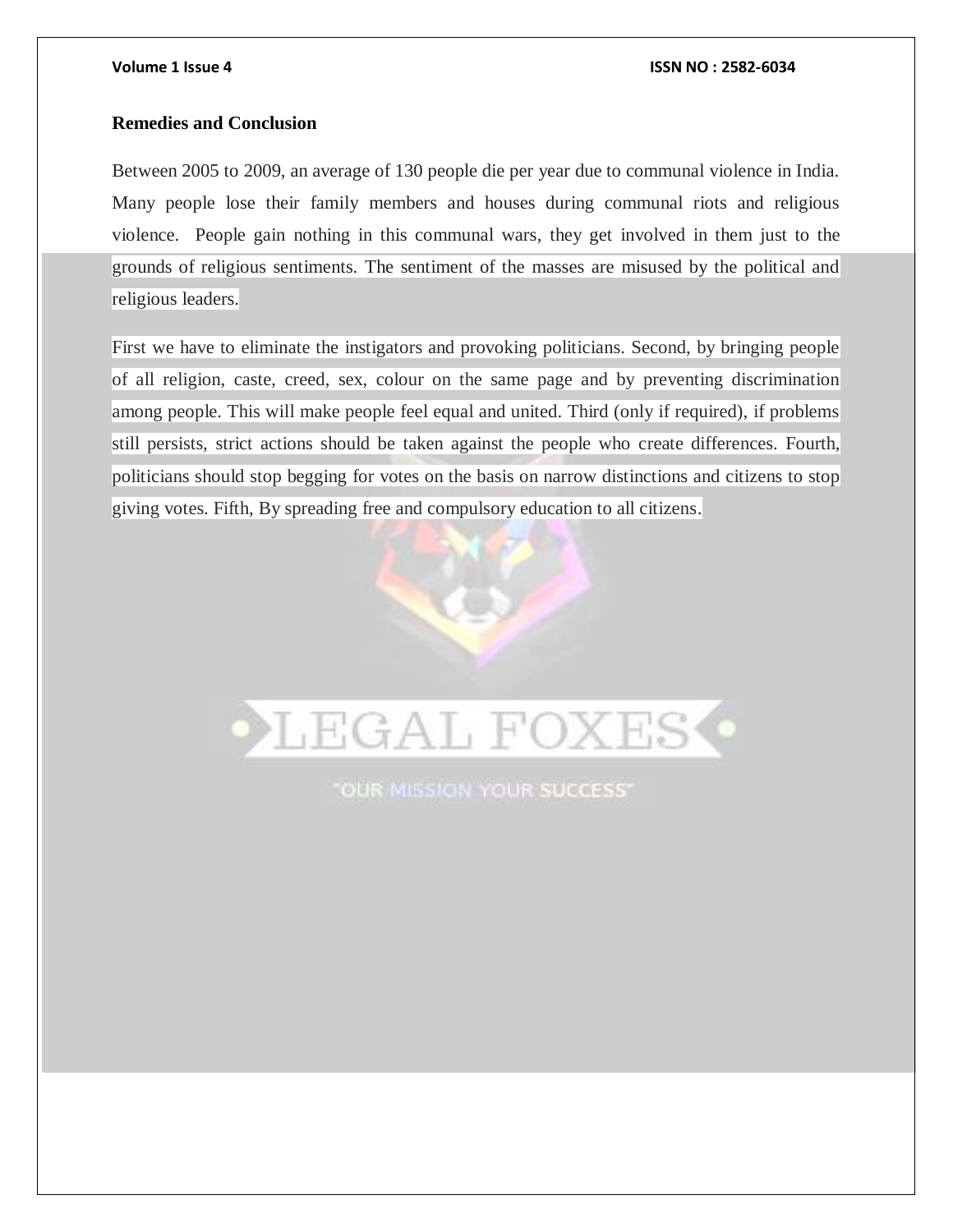**Remedies and Conclusion**

Between 2005 to 2009, an average of 130 people die per year due to communal violence in India. Many people lose their family members and houses during communal riots and religious violence. People gain nothing in this communal wars, they get involved in them just to the grounds of religious sentiments. The sentiment of the masses are misused by the political and religious leaders.

First we have to eliminate the instigators and provoking politicians. Second, by bringing people of all religion, caste, creed, sex, colour on the same page and by preventing discrimination among people. This will make people feel equal and united. Third (only if required), if problems still persists, strict actions should be taken against the people who create differences. Fourth, politicians should stop begging for votes on the basis on narrow distinctions and citizens to stop giving votes. Fifth, By spreading free and compulsory education to all citizens.